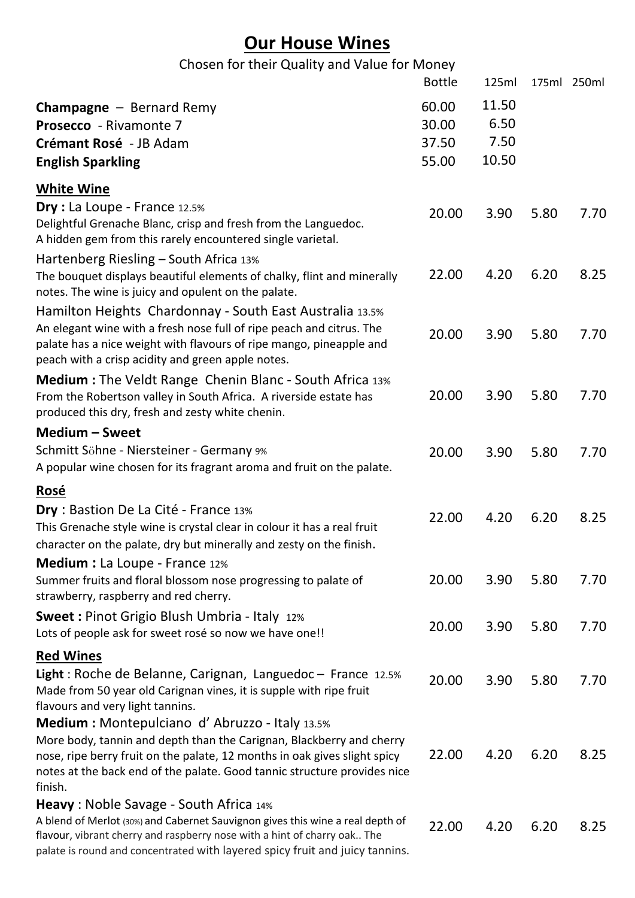# Our House Wines

Chosen for their Quality and Value for Money

| | Bottle | 125ml | 175ml | 250ml |
|---|---|---|---|---|
| **Champagne** – Bernard Remy | 60.00 | 11.50 | | |
| **Prosecco** - Rivamonte 7 | 30.00 | 6.50 | | |
| **Crémant Rosé** - JB Adam | 37.50 | 7.50 | | |
| **English Sparkling** | 55.00 | 10.50 | | |

## White Wine

| | Bottle | 125ml | 175ml | 250ml |
|---|---|---|---|---|
| **Dry :** La Loupe - France 12.5%<br>Delightful Grenache Blanc, crisp and fresh from the Languedoc. A hidden gem from this rarely encountered single varietal. | 20.00 | 3.90 | 5.80 | 7.70 |
| Hartenberg Riesling – South Africa 13%<br>The bouquet displays beautiful elements of chalky, flint and minerally notes. The wine is juicy and opulent on the palate. | 22.00 | 4.20 | 6.20 | 8.25 |
| Hamilton Heights Chardonnay - South East Australia 13.5%<br>An elegant wine with a fresh nose full of ripe peach and citrus. The palate has a nice weight with flavours of ripe mango, pineapple and peach with a crisp acidity and green apple notes. | 20.00 | 3.90 | 5.80 | 7.70 |
| **Medium :** The Veldt Range Chenin Blanc - South Africa 13%<br>From the Robertson valley in South Africa. A riverside estate has produced this dry, fresh and zesty white chenin. | 20.00 | 3.90 | 5.80 | 7.70 |
| **Medium – Sweet**<br>Schmitt Söhne - Niersteiner - Germany 9%<br>A popular wine chosen for its fragrant aroma and fruit on the palate. | 20.00 | 3.90 | 5.80 | 7.70 |

## Rosé

| | Bottle | 125ml | 175ml | 250ml |
|---|---|---|---|---|
| **Dry** : Bastion De La Cité - France 13%<br>This Grenache style wine is crystal clear in colour it has a real fruit character on the palate, dry but minerally and zesty on the finish. | 22.00 | 4.20 | 6.20 | 8.25 |
| **Medium :** La Loupe - France 12%<br>Summer fruits and floral blossom nose progressing to palate of strawberry, raspberry and red cherry. | 20.00 | 3.90 | 5.80 | 7.70 |
| **Sweet :** Pinot Grigio Blush Umbria - Italy 12%<br>Lots of people ask for sweet rosé so now we have one!! | 20.00 | 3.90 | 5.80 | 7.70 |

## Red Wines

| | Bottle | 125ml | 175ml | 250ml |
|---|---|---|---|---|
| **Light** : Roche de Belanne, Carignan, Languedoc – France 12.5%<br>Made from 50 year old Carignan vines, it is supple with ripe fruit flavours and very light tannins. | 20.00 | 3.90 | 5.80 | 7.70 |
| **Medium :** Montepulciano d' Abruzzo - Italy 13.5%<br>More body, tannin and depth than the Carignan, Blackberry and cherry nose, ripe berry fruit on the palate, 12 months in oak gives slight spicy notes at the back end of the palate. Good tannic structure provides nice finish. | 22.00 | 4.20 | 6.20 | 8.25 |
| **Heavy** : Noble Savage - South Africa 14%<br>A blend of Merlot (30%) and Cabernet Sauvignon gives this wine a real depth of flavour, vibrant cherry and raspberry nose with a hint of charry oak.. The palate is round and concentrated with layered spicy fruit and juicy tannins. | 22.00 | 4.20 | 6.20 | 8.25 |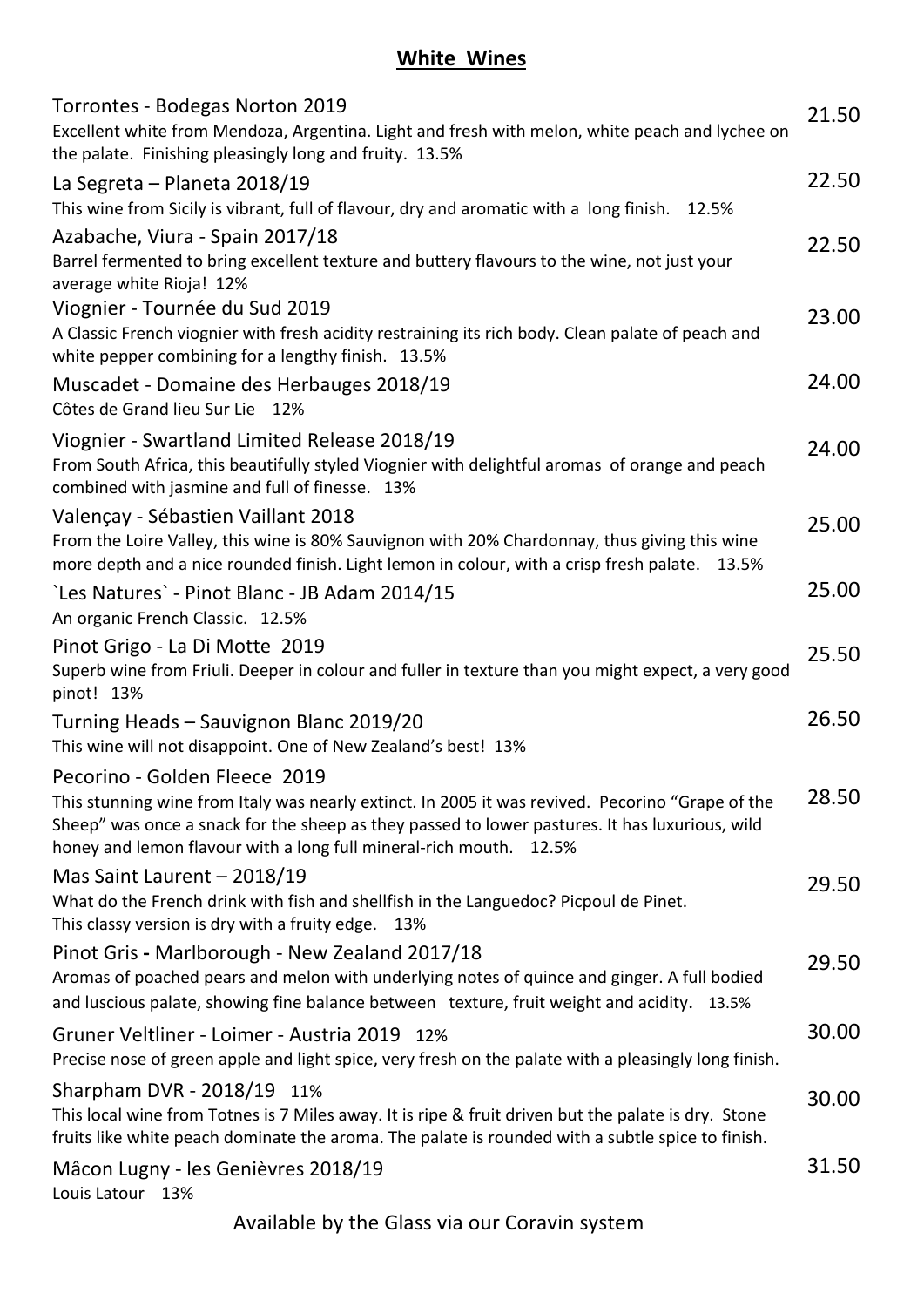## White Wines

**Torrontes - Bodegas Norton 2019** — 21.50
Excellent white from Mendoza, Argentina. Light and fresh with melon, white peach and lychee on the palate. Finishing pleasingly long and fruity. 13.5%

**La Segreta – Planeta 2018/19** — 22.50
This wine from Sicily is vibrant, full of flavour, dry and aromatic with a long finish. 12.5%

**Azabache, Viura - Spain 2017/18** — 22.50
Barrel fermented to bring excellent texture and buttery flavours to the wine, not just your average white Rioja! 12%

**Viognier - Tournée du Sud 2019** — 23.00
A Classic French viognier with fresh acidity restraining its rich body. Clean palate of peach and white pepper combining for a lengthy finish. 13.5%

**Muscadet - Domaine des Herbauges 2018/19** — 24.00
Côtes de Grand lieu Sur Lie 12%

**Viognier - Swartland Limited Release 2018/19** — 24.00
From South Africa, this beautifully styled Viognier with delightful aromas of orange and peach combined with jasmine and full of finesse. 13%

**Valençay - Sébastien Vaillant 2018** — 25.00
From the Loire Valley, this wine is 80% Sauvignon with 20% Chardonnay, thus giving this wine more depth and a nice rounded finish. Light lemon in colour, with a crisp fresh palate. 13.5%

**`Les Natures` - Pinot Blanc - JB Adam 2014/15** — 25.00
An organic French Classic. 12.5%

**Pinot Grigo - La Di Motte 2019** — 25.50
Superb wine from Friuli. Deeper in colour and fuller in texture than you might expect, a very good pinot! 13%

**Turning Heads – Sauvignon Blanc 2019/20** — 26.50
This wine will not disappoint. One of New Zealand's best! 13%

**Pecorino - Golden Fleece 2019** — 28.50
This stunning wine from Italy was nearly extinct. In 2005 it was revived. Pecorino "Grape of the Sheep" was once a snack for the sheep as they passed to lower pastures. It has luxurious, wild honey and lemon flavour with a long full mineral-rich mouth. 12.5%

**Mas Saint Laurent – 2018/19** — 29.50
What do the French drink with fish and shellfish in the Languedoc? Picpoul de Pinet. This classy version is dry with a fruity edge. 13%

**Pinot Gris - Marlborough - New Zealand 2017/18** — 29.50
Aromas of poached pears and melon with underlying notes of quince and ginger. A full bodied and luscious palate, showing fine balance between texture, fruit weight and acidity. 13.5%

**Gruner Veltliner - Loimer - Austria 2019 12%** — 30.00
Precise nose of green apple and light spice, very fresh on the palate with a pleasingly long finish.

**Sharpham DVR - 2018/19 11%** — 30.00
This local wine from Totnes is 7 Miles away. It is ripe & fruit driven but the palate is dry. Stone fruits like white peach dominate the aroma. The palate is rounded with a subtle spice to finish.

**Mâcon Lugny - les Genièvres 2018/19** — 31.50
Louis Latour 13%

Available by the Glass via our Coravin system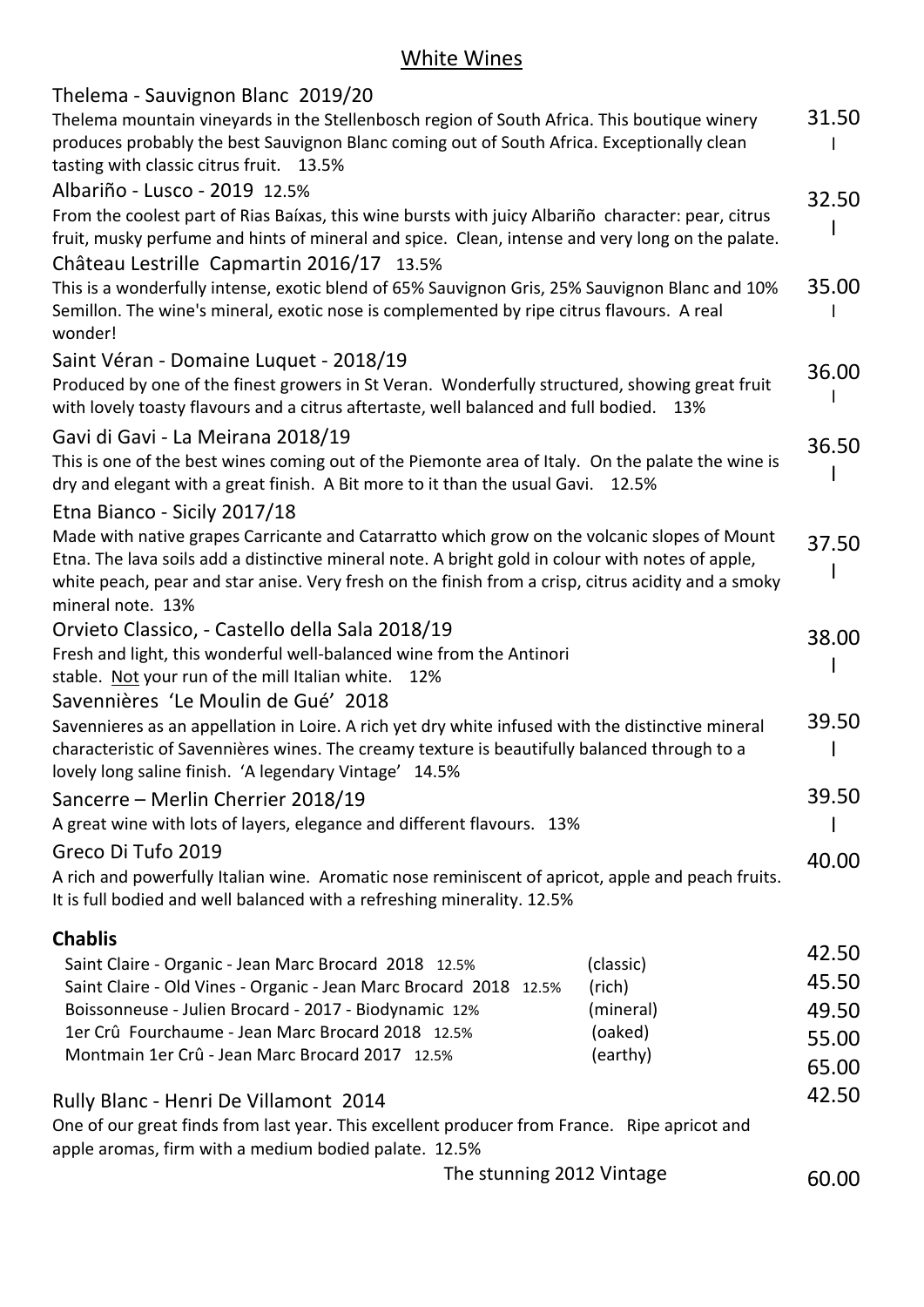## White Wines

**Thelema - Sauvignon Blanc 2019/20** — 31.50

Thelema mountain vineyards in the Stellenbosch region of South Africa. This boutique winery produces probably the best Sauvignon Blanc coming out of South Africa. Exceptionally clean tasting with classic citrus fruit. 13.5%

**Albariño - Lusco - 2019** 12.5% — 32.50

From the coolest part of Rias Baíxas, this wine bursts with juicy Albariño character: pear, citrus fruit, musky perfume and hints of mineral and spice. Clean, intense and very long on the palate.

**Château Lestrille Capmartin 2016/17** 13.5% — 35.00

This is a wonderfully intense, exotic blend of 65% Sauvignon Gris, 25% Sauvignon Blanc and 10% Semillon. The wine's mineral, exotic nose is complemented by ripe citrus flavours. A real wonder!

**Saint Véran - Domaine Luquet - 2018/19** — 36.00

Produced by one of the finest growers in St Veran. Wonderfully structured, showing great fruit with lovely toasty flavours and a citrus aftertaste, well balanced and full bodied. 13%

**Gavi di Gavi - La Meirana 2018/19** — 36.50

This is one of the best wines coming out of the Piemonte area of Italy. On the palate the wine is dry and elegant with a great finish. A Bit more to it than the usual Gavi. 12.5%

**Etna Bianco - Sicily 2017/18** — 37.50

Made with native grapes Carricante and Catarratto which grow on the volcanic slopes of Mount Etna. The lava soils add a distinctive mineral note. A bright gold in colour with notes of apple, white peach, pear and star anise. Very fresh on the finish from a crisp, citrus acidity and a smoky mineral note. 13%

**Orvieto Classico, - Castello della Sala 2018/19** — 38.00

Fresh and light, this wonderful well-balanced wine from the Antinori stable. Not your run of the mill Italian white. 12%

**Savennières 'Le Moulin de Gué' 2018** — 39.50

Savennieres as an appellation in Loire. A rich yet dry white infused with the distinctive mineral characteristic of Savennières wines. The creamy texture is beautifully balanced through to a lovely long saline finish. 'A legendary Vintage' 14.5%

**Sancerre – Merlin Cherrier 2018/19** — 39.50

A great wine with lots of layers, elegance and different flavours. 13%

**Greco Di Tufo 2019** — 40.00

A rich and powerfully Italian wine. Aromatic nose reminiscent of apricot, apple and peach fruits. It is full bodied and well balanced with a refreshing minerality. 12.5%

### Chablis

| Wine | Style | Price |
|---|---|---|
| Saint Claire - Organic - Jean Marc Brocard 2018 12.5% | (classic) | 42.50 |
| Saint Claire - Old Vines - Organic - Jean Marc Brocard 2018 12.5% | (rich) | 45.50 |
| Boissonneuse - Julien Brocard - 2017 - Biodynamic 12% | (mineral) | 49.50 |
| 1er Crû Fourchaume - Jean Marc Brocard 2018 12.5% | (oaked) | 55.00 |
| Montmain 1er Crû - Jean Marc Brocard 2017 12.5% | (earthy) | 65.00 |

**Rully Blanc - Henri De Villamont 2014** — 42.50

One of our great finds from last year. This excellent producer from France. Ripe apricot and apple aromas, firm with a medium bodied palate. 12.5%

The stunning 2012 Vintage — 60.00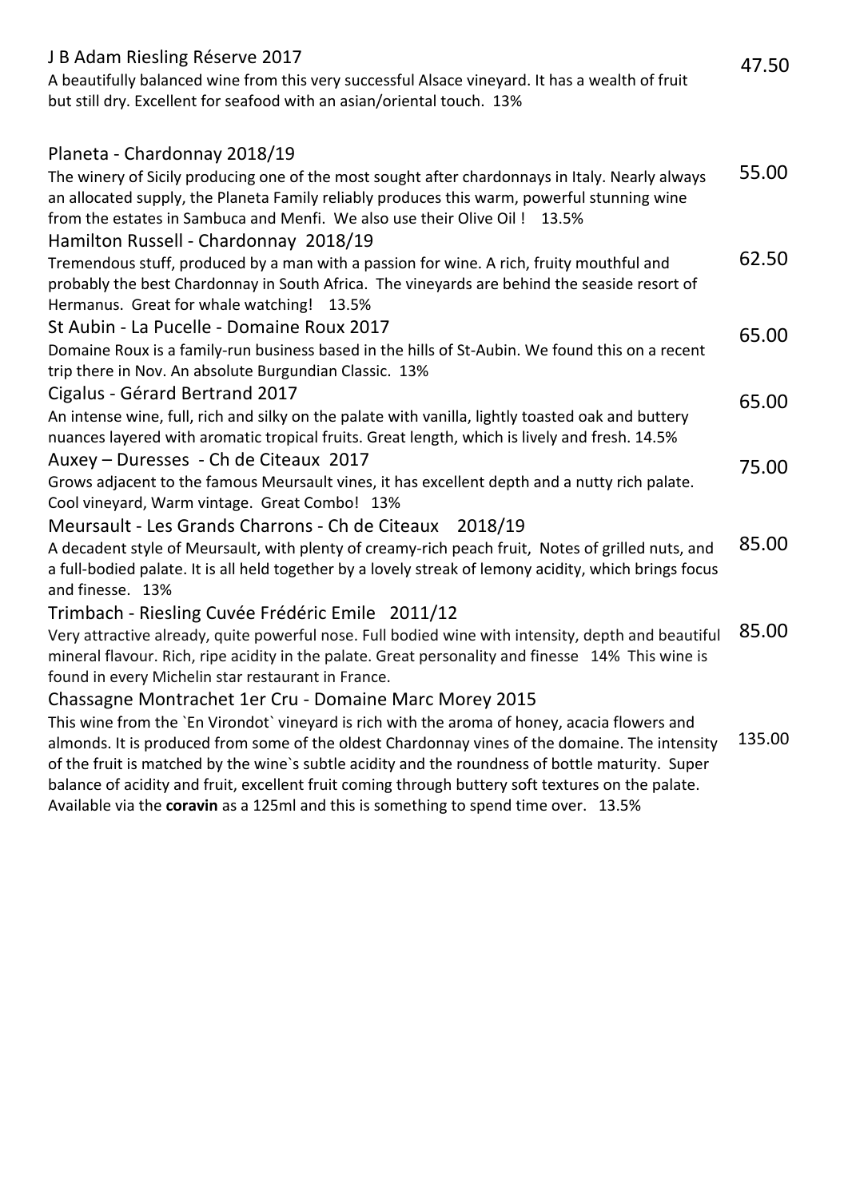**J B Adam Riesling Réserve 2017** — 47.50

A beautifully balanced wine from this very successful Alsace vineyard. It has a wealth of fruit but still dry. Excellent for seafood with an asian/oriental touch. 13%

**Planeta - Chardonnay 2018/19** — 55.00

The winery of Sicily producing one of the most sought after chardonnays in Italy. Nearly always an allocated supply, the Planeta Family reliably produces this warm, powerful stunning wine from the estates in Sambuca and Menfi. We also use their Olive Oil ! 13.5%

**Hamilton Russell - Chardonnay 2018/19** — 62.50

Tremendous stuff, produced by a man with a passion for wine. A rich, fruity mouthful and probably the best Chardonnay in South Africa. The vineyards are behind the seaside resort of Hermanus. Great for whale watching! 13.5%

**St Aubin - La Pucelle - Domaine Roux 2017** — 65.00

Domaine Roux is a family-run business based in the hills of St-Aubin. We found this on a recent trip there in Nov. An absolute Burgundian Classic. 13%

**Cigalus - Gérard Bertrand 2017** — 65.00

An intense wine, full, rich and silky on the palate with vanilla, lightly toasted oak and buttery nuances layered with aromatic tropical fruits. Great length, which is lively and fresh. 14.5%

**Auxey – Duresses - Ch de Citeaux 2017** — 75.00

Grows adjacent to the famous Meursault vines, it has excellent depth and a nutty rich palate. Cool vineyard, Warm vintage. Great Combo! 13%

**Meursault - Les Grands Charrons - Ch de Citeaux 2018/19** — 85.00

A decadent style of Meursault, with plenty of creamy-rich peach fruit, Notes of grilled nuts, and a full-bodied palate. It is all held together by a lovely streak of lemony acidity, which brings focus and finesse. 13%

**Trimbach - Riesling Cuvée Frédéric Emile 2011/12** — 85.00

Very attractive already, quite powerful nose. Full bodied wine with intensity, depth and beautiful mineral flavour. Rich, ripe acidity in the palate. Great personality and finesse 14% This wine is found in every Michelin star restaurant in France.

**Chassagne Montrachet 1er Cru - Domaine Marc Morey 2015** — 135.00

This wine from the `En Virondot` vineyard is rich with the aroma of honey, acacia flowers and almonds. It is produced from some of the oldest Chardonnay vines of the domaine. The intensity of the fruit is matched by the wine`s subtle acidity and the roundness of bottle maturity. Super balance of acidity and fruit, excellent fruit coming through buttery soft textures on the palate. Available via the **coravin** as a 125ml and this is something to spend time over. 13.5%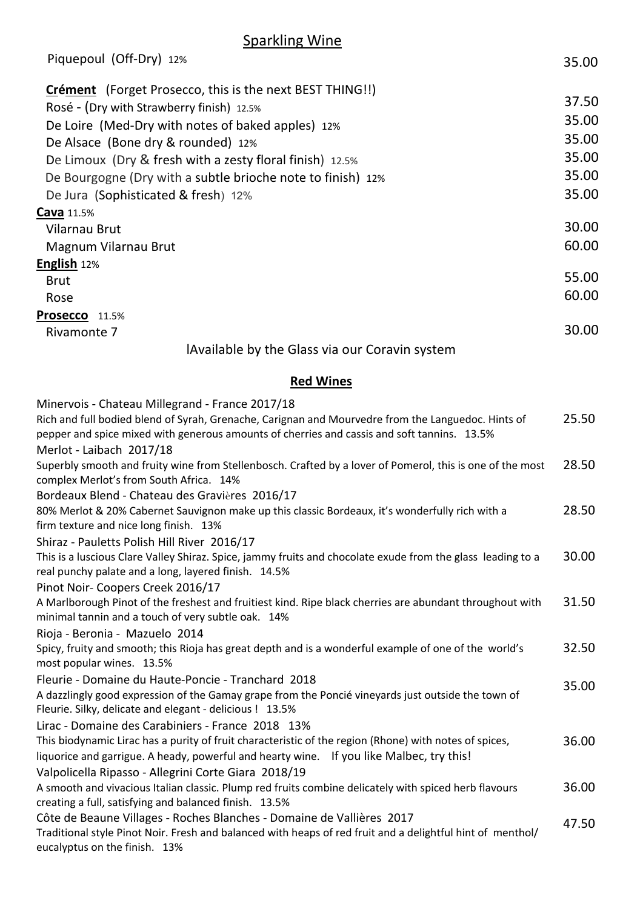## Sparkling Wine

| | |
|---|---|
| Piquepoul (Off-Dry) 12% | 35.00 |
| **Crément** (Forget Prosecco, this is the next BEST THING!!) | |
| Rosé - (Dry with Strawberry finish) 12.5% | 37.50 |
| De Loire (Med-Dry with notes of baked apples) 12% | 35.00 |
| De Alsace (Bone dry & rounded) 12% | 35.00 |
| De Limoux (Dry & fresh with a zesty floral finish) 12.5% | 35.00 |
| De Bourgogne (Dry with a subtle brioche note to finish) 12% | 35.00 |
| De Jura (Sophisticated & fresh) 12% | 35.00 |
| **Cava** 11.5% | |
| Vilarnau Brut | 30.00 |
| Magnum Vilarnau Brut | 60.00 |
| **English** 12% | |
| Brut | 55.00 |
| Rose | 60.00 |
| **Prosecco** 11.5% | |
| Rivamonte 7 | 30.00 |

lAvailable by the Glass via our Coravin system

## Red Wines

| | |
|---|---|
| Minervois - Chateau Millegrand - France 2017/18<br>Rich and full bodied blend of Syrah, Grenache, Carignan and Mourvedre from the Languedoc. Hints of pepper and spice mixed with generous amounts of cherries and cassis and soft tannins. 13.5% | 25.50 |
| Merlot - Laibach 2017/18<br>Superbly smooth and fruity wine from Stellenbosch. Crafted by a lover of Pomerol, this is one of the most complex Merlot's from South Africa. 14% | 28.50 |
| Bordeaux Blend - Chateau des Gravières 2016/17<br>80% Merlot & 20% Cabernet Sauvignon make up this classic Bordeaux, it's wonderfully rich with a firm texture and nice long finish. 13% | 28.50 |
| Shiraz - Pauletts Polish Hill River 2016/17<br>This is a luscious Clare Valley Shiraz. Spice, jammy fruits and chocolate exude from the glass leading to a real punchy palate and a long, layered finish. 14.5% | 30.00 |
| Pinot Noir- Coopers Creek 2016/17<br>A Marlborough Pinot of the freshest and fruitiest kind. Ripe black cherries are abundant throughout with minimal tannin and a touch of very subtle oak. 14% | 31.50 |
| Rioja - Beronia - Mazuelo 2014<br>Spicy, fruity and smooth; this Rioja has great depth and is a wonderful example of one of the world's most popular wines. 13.5% | 32.50 |
| Fleurie - Domaine du Haute-Poncie - Tranchard 2018<br>A dazzlingly good expression of the Gamay grape from the Poncié vineyards just outside the town of Fleurie. Silky, delicate and elegant - delicious ! 13.5% | 35.00 |
| Lirac - Domaine des Carabiniers - France 2018 13%<br>This biodynamic Lirac has a purity of fruit characteristic of the region (Rhone) with notes of spices, liquorice and garrigue. A heady, powerful and hearty wine. If you like Malbec, try this! | 36.00 |
| Valpolicella Ripasso - Allegrini Corte Giara 2018/19<br>A smooth and vivacious Italian classic. Plump red fruits combine delicately with spiced herb flavours creating a full, satisfying and balanced finish. 13.5% | 36.00 |
| Côte de Beaune Villages - Roches Blanches - Domaine de Vallières 2017<br>Traditional style Pinot Noir. Fresh and balanced with heaps of red fruit and a delightful hint of menthol/ eucalyptus on the finish. 13% | 47.50 |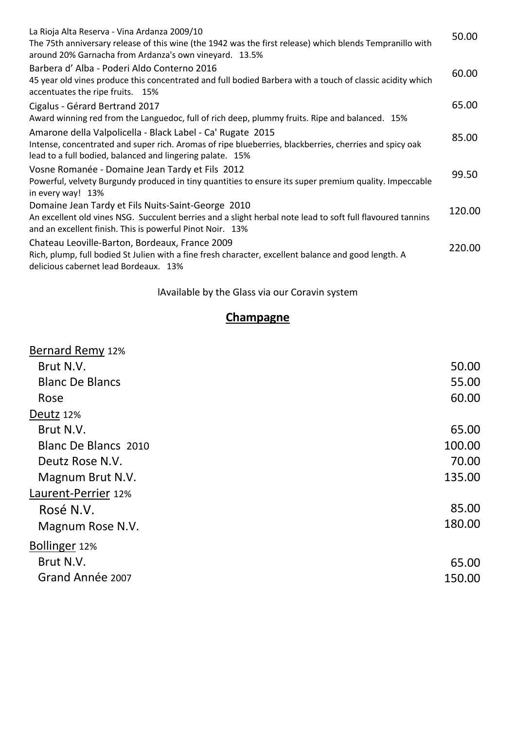La Rioja Alta Reserva - Vina Ardanza 2009/10 | 50.00
The 75th anniversary release of this wine (the 1942 was the first release) which blends Tempranillo with around 20% Garnacha from Ardanza's own vineyard. 13.5%

Barbera d' Alba - Poderi Aldo Conterno 2016 | 60.00
45 year old vines produce this concentrated and full bodied Barbera with a touch of classic acidity which accentuates the ripe fruits. 15%

Cigalus - Gérard Bertrand 2017 | 65.00
Award winning red from the Languedoc, full of rich deep, plummy fruits. Ripe and balanced. 15%

Amarone della Valpolicella - Black Label - Ca' Rugate 2015 | 85.00
Intense, concentrated and super rich. Aromas of ripe blueberries, blackberries, cherries and spicy oak lead to a full bodied, balanced and lingering palate. 15%

Vosne Romanée - Domaine Jean Tardy et Fils 2012 | 99.50
Powerful, velvety Burgundy produced in tiny quantities to ensure its super premium quality. Impeccable in every way! 13%

Domaine Jean Tardy et Fils Nuits-Saint-George 2010 | 120.00
An excellent old vines NSG. Succulent berries and a slight herbal note lead to soft full flavoured tannins and an excellent finish. This is powerful Pinot Noir. 13%

Chateau Leoville-Barton, Bordeaux, France 2009 | 220.00
Rich, plump, full bodied St Julien with a fine fresh character, excellent balance and good length. A delicious cabernet lead Bordeaux. 13%

lAvailable by the Glass via our Coravin system

## Champagne

**Bernard Remy** 12%

| | |
|---|---|
| Brut N.V. | 50.00 |
| Blanc De Blancs | 55.00 |
| Rose | 60.00 |

**Deutz** 12%

| | |
|---|---|
| Brut N.V. | 65.00 |
| Blanc De Blancs 2010 | 100.00 |
| Deutz Rose N.V. | 70.00 |
| Magnum Brut N.V. | 135.00 |

**Laurent-Perrier** 12%

| | |
|---|---|
| Rosé N.V. | 85.00 |
| Magnum Rose N.V. | 180.00 |

**Bollinger** 12%

| | |
|---|---|
| Brut N.V. | 65.00 |
| Grand Année 2007 | 150.00 |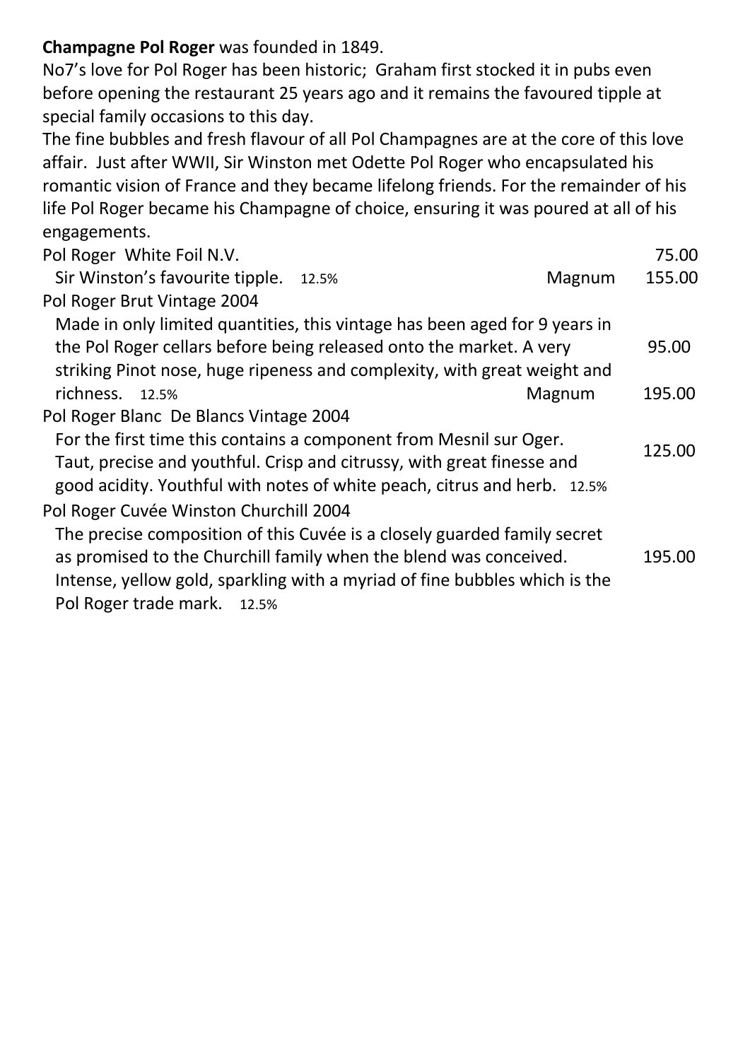**Champagne Pol Roger** was founded in 1849.

No7's love for Pol Roger has been historic; Graham first stocked it in pubs even before opening the restaurant 25 years ago and it remains the favoured tipple at special family occasions to this day.

The fine bubbles and fresh flavour of all Pol Champagnes are at the core of this love affair. Just after WWII, Sir Winston met Odette Pol Roger who encapsulated his romantic vision of France and they became lifelong friends. For the remainder of his life Pol Roger became his Champagne of choice, ensuring it was poured at all of his engagements.

| | | |
|---|---|---|
| Pol Roger White Foil N.V. | | 75.00 |
| Sir Winston's favourite tipple. 12.5% | Magnum | 155.00 |
| Pol Roger Brut Vintage 2004<br>Made in only limited quantities, this vintage has been aged for 9 years in the Pol Roger cellars before being released onto the market. A very striking Pinot nose, huge ripeness and complexity, with great weight and richness. 12.5% | | 95.00 |
| | Magnum | 195.00 |
| Pol Roger Blanc De Blancs Vintage 2004<br>For the first time this contains a component from Mesnil sur Oger. Taut, precise and youthful. Crisp and citrussy, with great finesse and good acidity. Youthful with notes of white peach, citrus and herb. 12.5% | | 125.00 |
| Pol Roger Cuvée Winston Churchill 2004<br>The precise composition of this Cuvée is a closely guarded family secret as promised to the Churchill family when the blend was conceived. Intense, yellow gold, sparkling with a myriad of fine bubbles which is the Pol Roger trade mark. 12.5% | | 195.00 |